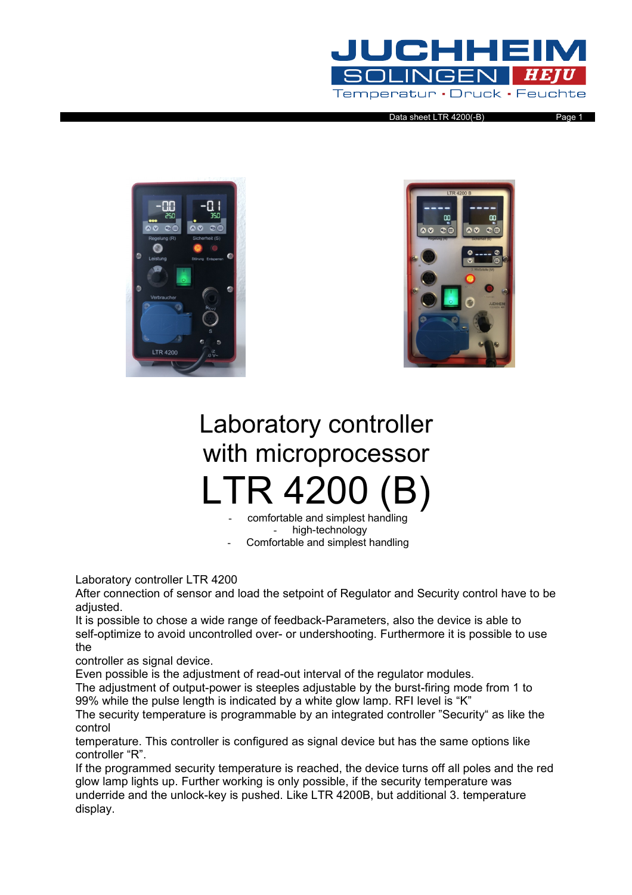# Laboratory controller with microprocessor

# LTR 4200 (B)

- comfortable and simplest handling
- high-technology
- Comfortable and simplest handling

Laboratory controller LTR 4200
After connection of sensor and load the setpoint of Regulator and Security control have to be adjusted.
It is possible to chose a wide range of feedback-Parameters, also the device is able to self-optimize to avoid uncontrolled over- or undershooting. Furthermore it is possible to use the
controller as signal device.
Even possible is the adjustment of read-out interval of the regulator modules.
The adjustment of output-power is steeples adjustable by the burst-firing mode from 1 to 99% while the pulse length is indicated by a white glow lamp. RFI level is “K”
The security temperature is programmable by an integrated controller ”Security“ as like the control
temperature. This controller is configured as signal device but has the same options like controller “R”.
If the programmed security temperature is reached, the device turns off all poles and the red glow lamp lights up. Further working is only possible, if the security temperature was underride and the unlock-key is pushed. Like LTR 4200B, but additional 3. temperature display.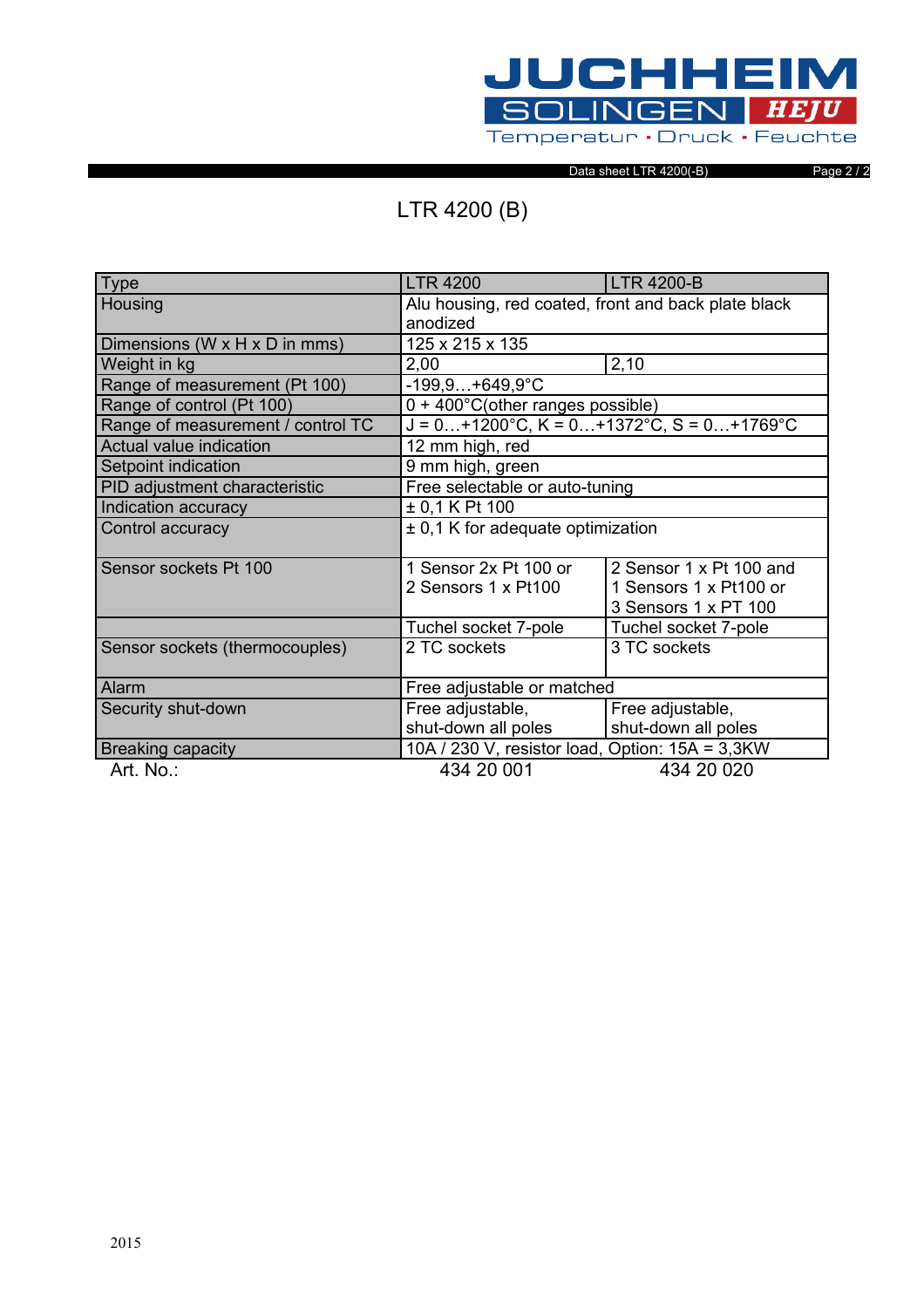# LTR 4200 (B)

| Type | LTR 4200 | LTR 4200-B |
|---|---|---|
| Housing | Alu housing, red coated, front and back plate black anodized | |
| Dimensions (W x H x D in mms) | 125 x 215 x 135 | |
| Weight in kg | 2,00 | 2,10 |
| Range of measurement (Pt 100) | -199,9…+649,9°C | |
| Range of control (Pt 100) | 0 + 400°C(other ranges possible) | |
| Range of measurement / control TC | J = 0…+1200°C, K = 0…+1372°C, S = 0…+1769°C | |
| Actual value indication | 12 mm high, red | |
| Setpoint indication | 9 mm high, green | |
| PID adjustment characteristic | Free selectable or auto-tuning | |
| Indication accuracy | ± 0,1 K Pt 100 | |
| Control accuracy | ± 0,1 K for adequate optimization | |
| Sensor sockets Pt 100 | 1 Sensor 2x Pt 100 or 2 Sensors 1 x Pt100 | 2 Sensor 1 x Pt 100 and 1 Sensors 1 x Pt100 or 3 Sensors 1 x PT 100 |
| | Tuchel socket 7-pole | Tuchel socket 7-pole |
| Sensor sockets (thermocouples) | 2 TC sockets | 3 TC sockets |
| Alarm | Free adjustable or matched | |
| Security shut-down | Free adjustable, shut-down all poles | Free adjustable, shut-down all poles |
| Breaking capacity | 10A / 230 V, resistor load, Option: 15A = 3,3KW | |
| Art. No.: | 434 20 001 | 434 20 020 |

2015